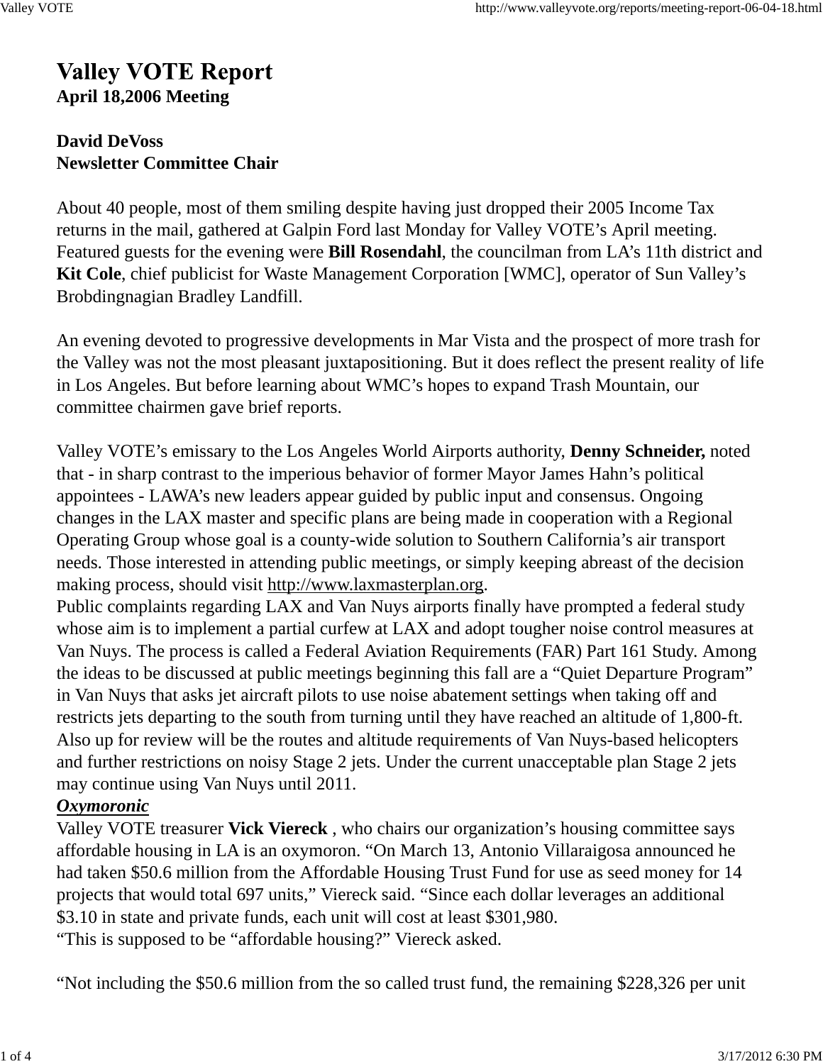# Valley VOTE Report

**April 18,2006 Meeting**

**David DeVoss**
**Newsletter Committee Chair**

About 40 people, most of them smiling despite having just dropped their 2005 Income Tax returns in the mail, gathered at Galpin Ford last Monday for Valley VOTE's April meeting. Featured guests for the evening were **Bill Rosendahl**, the councilman from LA's 11th district and **Kit Cole**, chief publicist for Waste Management Corporation [WMC], operator of Sun Valley's Brobdingnagian Bradley Landfill.

An evening devoted to progressive developments in Mar Vista and the prospect of more trash for the Valley was not the most pleasant juxtapositioning. But it does reflect the present reality of life in Los Angeles. But before learning about WMC's hopes to expand Trash Mountain, our committee chairmen gave brief reports.

Valley VOTE's emissary to the Los Angeles World Airports authority, **Denny Schneider,** noted that - in sharp contrast to the imperious behavior of former Mayor James Hahn's political appointees - LAWA's new leaders appear guided by public input and consensus. Ongoing changes in the LAX master and specific plans are being made in cooperation with a Regional Operating Group whose goal is a county-wide solution to Southern California's air transport needs. Those interested in attending public meetings, or simply keeping abreast of the decision making process, should visit http://www.laxmasterplan.org.
Public complaints regarding LAX and Van Nuys airports finally have prompted a federal study whose aim is to implement a partial curfew at LAX and adopt tougher noise control measures at Van Nuys. The process is called a Federal Aviation Requirements (FAR) Part 161 Study. Among the ideas to be discussed at public meetings beginning this fall are a "Quiet Departure Program" in Van Nuys that asks jet aircraft pilots to use noise abatement settings when taking off and restricts jets departing to the south from turning until they have reached an altitude of 1,800-ft. Also up for review will be the routes and altitude requirements of Van Nuys-based helicopters and further restrictions on noisy Stage 2 jets. Under the current unacceptable plan Stage 2 jets may continue using Van Nuys until 2011.

***Oxymoronic***

Valley VOTE treasurer **Vick Viereck** , who chairs our organization's housing committee says affordable housing in LA is an oxymoron. "On March 13, Antonio Villaraigosa announced he had taken $50.6 million from the Affordable Housing Trust Fund for use as seed money for 14 projects that would total 697 units," Viereck said. "Since each dollar leverages an additional $3.10 in state and private funds, each unit will cost at least $301,980.
"This is supposed to be "affordable housing?" Viereck asked.

"Not including the $50.6 million from the so called trust fund, the remaining $228,326 per unit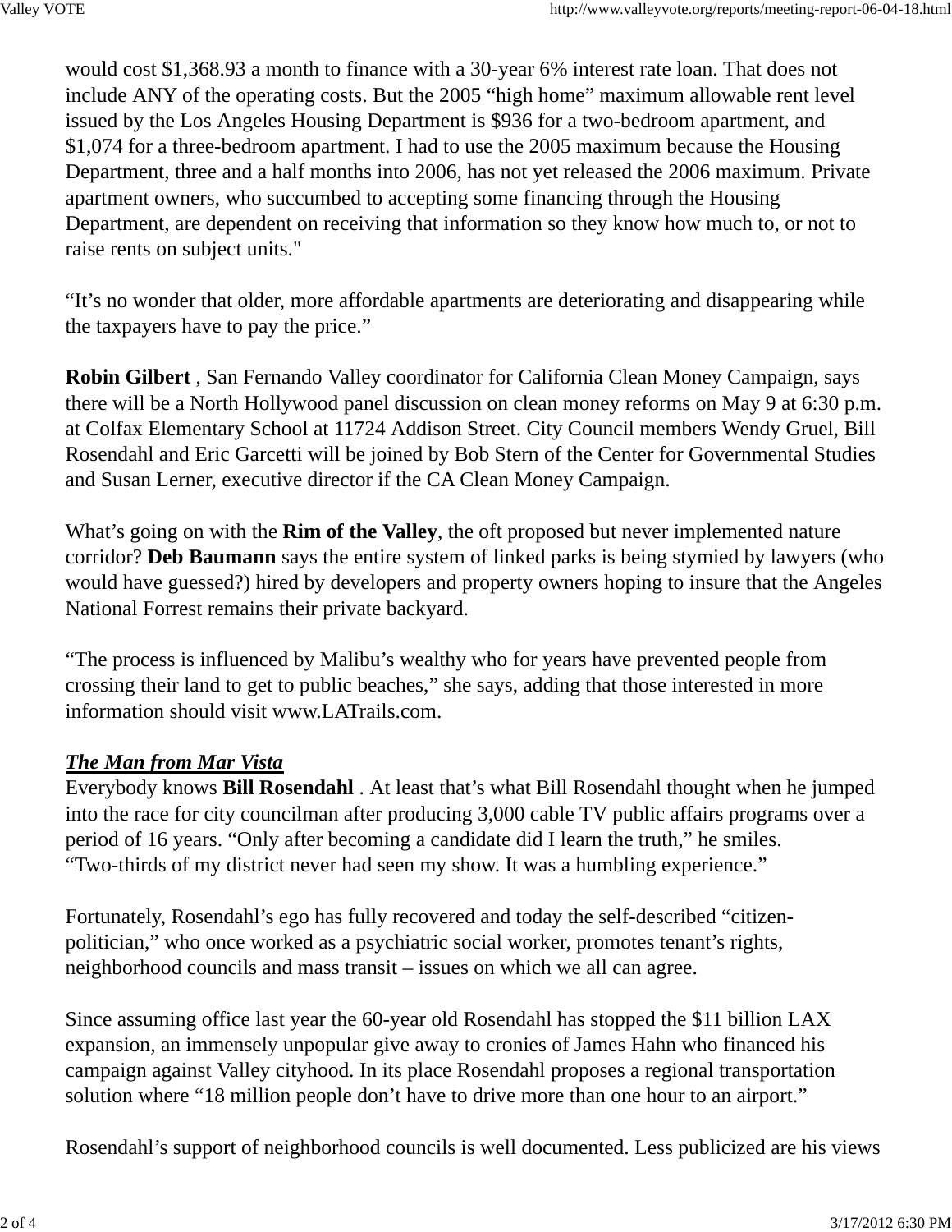would cost $1,368.93 a month to finance with a 30-year 6% interest rate loan. That does not include ANY of the operating costs. But the 2005 “high home” maximum allowable rent level issued by the Los Angeles Housing Department is $936 for a two-bedroom apartment, and $1,074 for a three-bedroom apartment. I had to use the 2005 maximum because the Housing Department, three and a half months into 2006, has not yet released the 2006 maximum. Private apartment owners, who succumbed to accepting some financing through the Housing Department, are dependent on receiving that information so they know how much to, or not to raise rents on subject units."

“It’s no wonder that older, more affordable apartments are deteriorating and disappearing while the taxpayers have to pay the price.”

**Robin Gilbert** , San Fernando Valley coordinator for California Clean Money Campaign, says there will be a North Hollywood panel discussion on clean money reforms on May 9 at 6:30 p.m. at Colfax Elementary School at 11724 Addison Street. City Council members Wendy Gruel, Bill Rosendahl and Eric Garcetti will be joined by Bob Stern of the Center for Governmental Studies and Susan Lerner, executive director if the CA Clean Money Campaign.

What’s going on with the **Rim of the Valley**, the oft proposed but never implemented nature corridor? **Deb Baumann** says the entire system of linked parks is being stymied by lawyers (who would have guessed?) hired by developers and property owners hoping to insure that the Angeles National Forrest remains their private backyard.

“The process is influenced by Malibu’s wealthy who for years have prevented people from crossing their land to get to public beaches,” she says, adding that those interested in more information should visit www.LATrails.com.

***The Man from Mar Vista***

Everybody knows **Bill Rosendahl** . At least that’s what Bill Rosendahl thought when he jumped into the race for city councilman after producing 3,000 cable TV public affairs programs over a period of 16 years. “Only after becoming a candidate did I learn the truth,” he smiles. “Two-thirds of my district never had seen my show. It was a humbling experience.”

Fortunately, Rosendahl’s ego has fully recovered and today the self-described “citizen-politician,” who once worked as a psychiatric social worker, promotes tenant’s rights, neighborhood councils and mass transit – issues on which we all can agree.

Since assuming office last year the 60-year old Rosendahl has stopped the $11 billion LAX expansion, an immensely unpopular give away to cronies of James Hahn who financed his campaign against Valley cityhood. In its place Rosendahl proposes a regional transportation solution where “18 million people don’t have to drive more than one hour to an airport.”

Rosendahl’s support of neighborhood councils is well documented. Less publicized are his views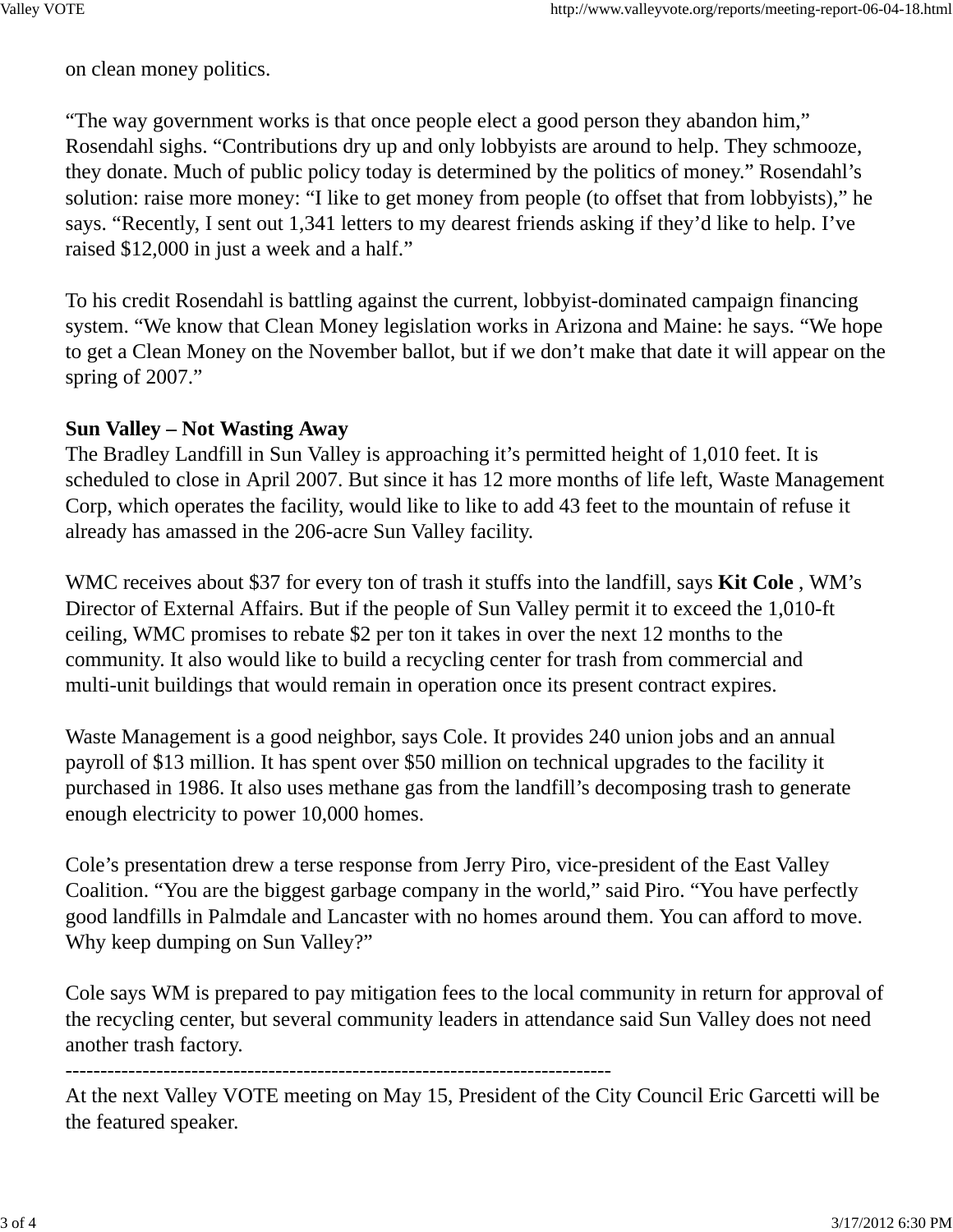on clean money politics.

“The way government works is that once people elect a good person they abandon him,” Rosendahl sighs. “Contributions dry up and only lobbyists are around to help. They schmooze, they donate. Much of public policy today is determined by the politics of money.” Rosendahl’s solution: raise more money: “I like to get money from people (to offset that from lobbyists),” he says. “Recently, I sent out 1,341 letters to my dearest friends asking if they’d like to help. I’ve raised $12,000 in just a week and a half.”

To his credit Rosendahl is battling against the current, lobbyist-dominated campaign financing system. “We know that Clean Money legislation works in Arizona and Maine: he says. “We hope to get a Clean Money on the November ballot, but if we don’t make that date it will appear on the spring of 2007.”

**Sun Valley – Not Wasting Away**

The Bradley Landfill in Sun Valley is approaching it’s permitted height of 1,010 feet. It is scheduled to close in April 2007. But since it has 12 more months of life left, Waste Management Corp, which operates the facility, would like to like to add 43 feet to the mountain of refuse it already has amassed in the 206-acre Sun Valley facility.

WMC receives about $37 for every ton of trash it stuffs into the landfill, says **Kit Cole** , WM’s Director of External Affairs. But if the people of Sun Valley permit it to exceed the 1,010-ft ceiling, WMC promises to rebate $2 per ton it takes in over the next 12 months to the community. It also would like to build a recycling center for trash from commercial and multi-unit buildings that would remain in operation once its present contract expires.

Waste Management is a good neighbor, says Cole. It provides 240 union jobs and an annual payroll of $13 million. It has spent over $50 million on technical upgrades to the facility it purchased in 1986. It also uses methane gas from the landfill’s decomposing trash to generate enough electricity to power 10,000 homes.

Cole’s presentation drew a terse response from Jerry Piro, vice-president of the East Valley Coalition. “You are the biggest garbage company in the world,” said Piro. “You have perfectly good landfills in Palmdale and Lancaster with no homes around them. You can afford to move. Why keep dumping on Sun Valley?”

Cole says WM is prepared to pay mitigation fees to the local community in return for approval of the recycling center, but several community leaders in attendance said Sun Valley does not need another trash factory.

--------------------------------------------------------------------------------

At the next Valley VOTE meeting on May 15, President of the City Council Eric Garcetti will be the featured speaker.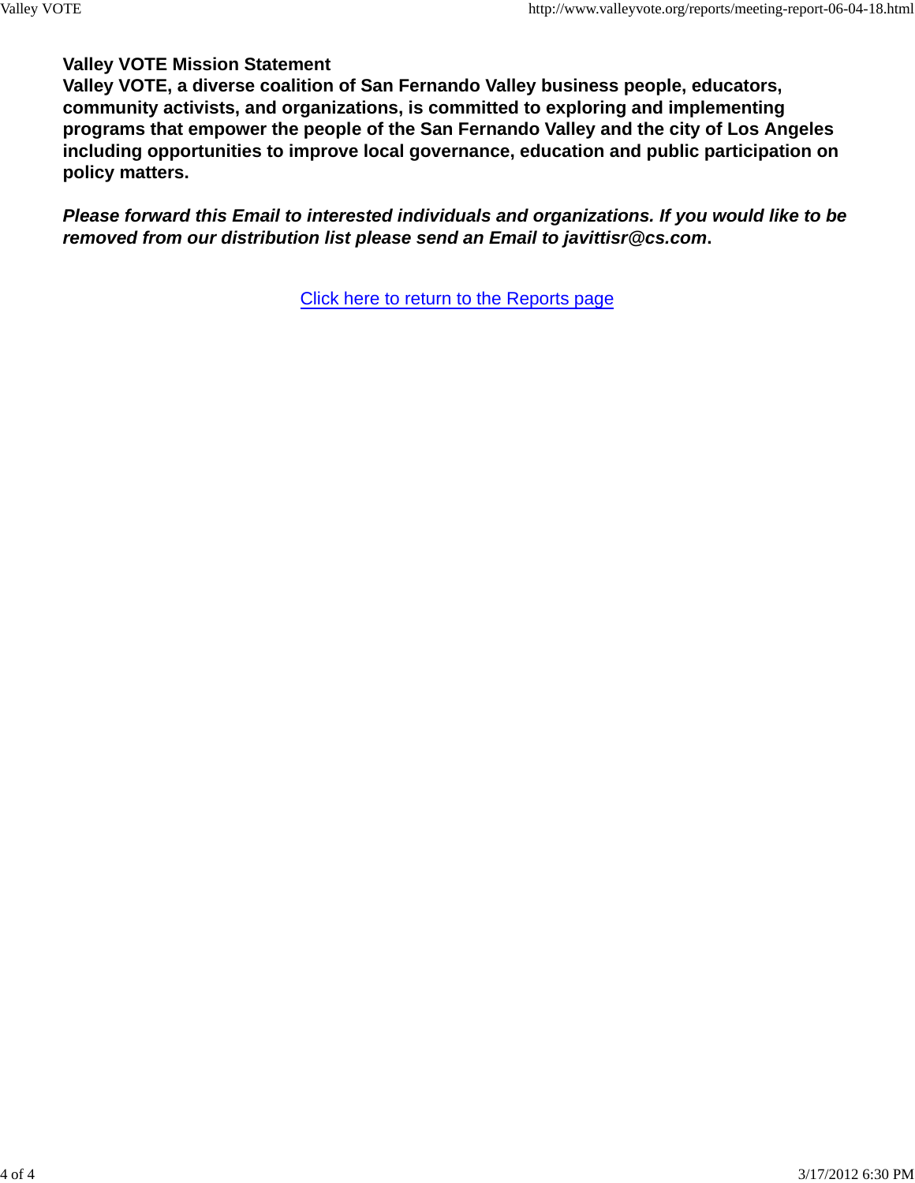**Valley VOTE Mission Statement**
**Valley VOTE, a diverse coalition of San Fernando Valley business people, educators, community activists, and organizations, is committed to exploring and implementing programs that empower the people of the San Fernando Valley and the city of Los Angeles including opportunities to improve local governance, education and public participation on policy matters.**

***Please forward this Email to interested individuals and organizations. If you would like to be removed from our distribution list please send an Email to javittisr@cs.com*.**

Click here to return to the Reports page